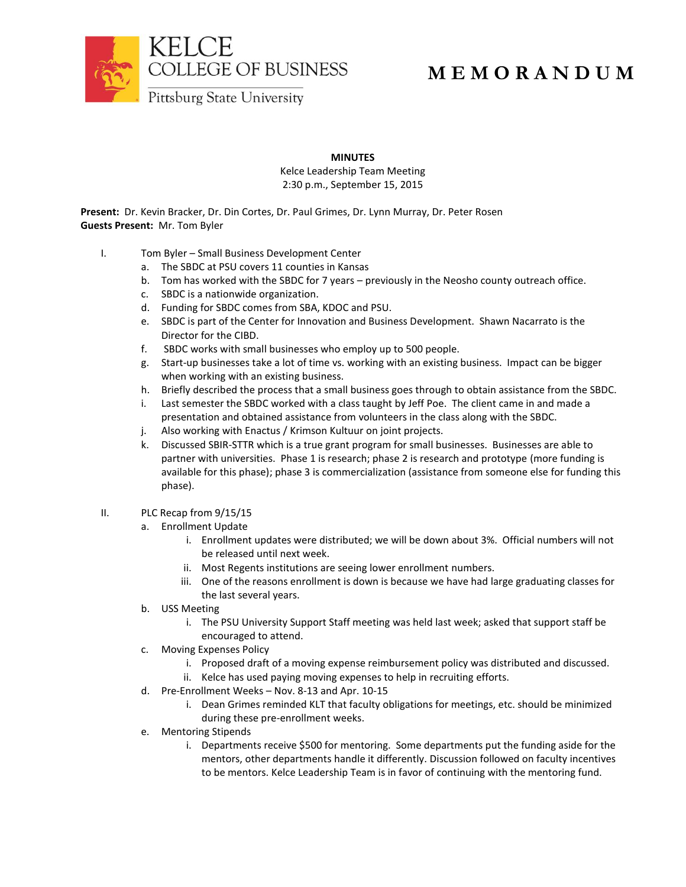KELCE
COLLEGE OF BUSINESS
Pittsburg State University

# MEMORANDUM

**MINUTES**
Kelce Leadership Team Meeting
2:30 p.m., September 15, 2015

**Present:** Dr. Kevin Bracker, Dr. Din Cortes, Dr. Paul Grimes, Dr. Lynn Murray, Dr. Peter Rosen
**Guests Present:** Mr. Tom Byler

I. Tom Byler – Small Business Development Center
   a. The SBDC at PSU covers 11 counties in Kansas
   b. Tom has worked with the SBDC for 7 years – previously in the Neosho county outreach office.
   c. SBDC is a nationwide organization.
   d. Funding for SBDC comes from SBA, KDOC and PSU.
   e. SBDC is part of the Center for Innovation and Business Development. Shawn Nacarrato is the Director for the CIBD.
   f. SBDC works with small businesses who employ up to 500 people.
   g. Start-up businesses take a lot of time vs. working with an existing business. Impact can be bigger when working with an existing business.
   h. Briefly described the process that a small business goes through to obtain assistance from the SBDC.
   i. Last semester the SBDC worked with a class taught by Jeff Poe. The client came in and made a presentation and obtained assistance from volunteers in the class along with the SBDC.
   j. Also working with Enactus / Krimson Kultuur on joint projects.
   k. Discussed SBIR-STTR which is a true grant program for small businesses. Businesses are able to partner with universities. Phase 1 is research; phase 2 is research and prototype (more funding is available for this phase); phase 3 is commercialization (assistance from someone else for funding this phase).

II. PLC Recap from 9/15/15
   a. Enrollment Update
      i. Enrollment updates were distributed; we will be down about 3%. Official numbers will not be released until next week.
      ii. Most Regents institutions are seeing lower enrollment numbers.
      iii. One of the reasons enrollment is down is because we have had large graduating classes for the last several years.
   b. USS Meeting
      i. The PSU University Support Staff meeting was held last week; asked that support staff be encouraged to attend.
   c. Moving Expenses Policy
      i. Proposed draft of a moving expense reimbursement policy was distributed and discussed.
      ii. Kelce has used paying moving expenses to help in recruiting efforts.
   d. Pre-Enrollment Weeks – Nov. 8-13 and Apr. 10-15
      i. Dean Grimes reminded KLT that faculty obligations for meetings, etc. should be minimized during these pre-enrollment weeks.
   e. Mentoring Stipends
      i. Departments receive $500 for mentoring. Some departments put the funding aside for the mentors, other departments handle it differently. Discussion followed on faculty incentives to be mentors. Kelce Leadership Team is in favor of continuing with the mentoring fund.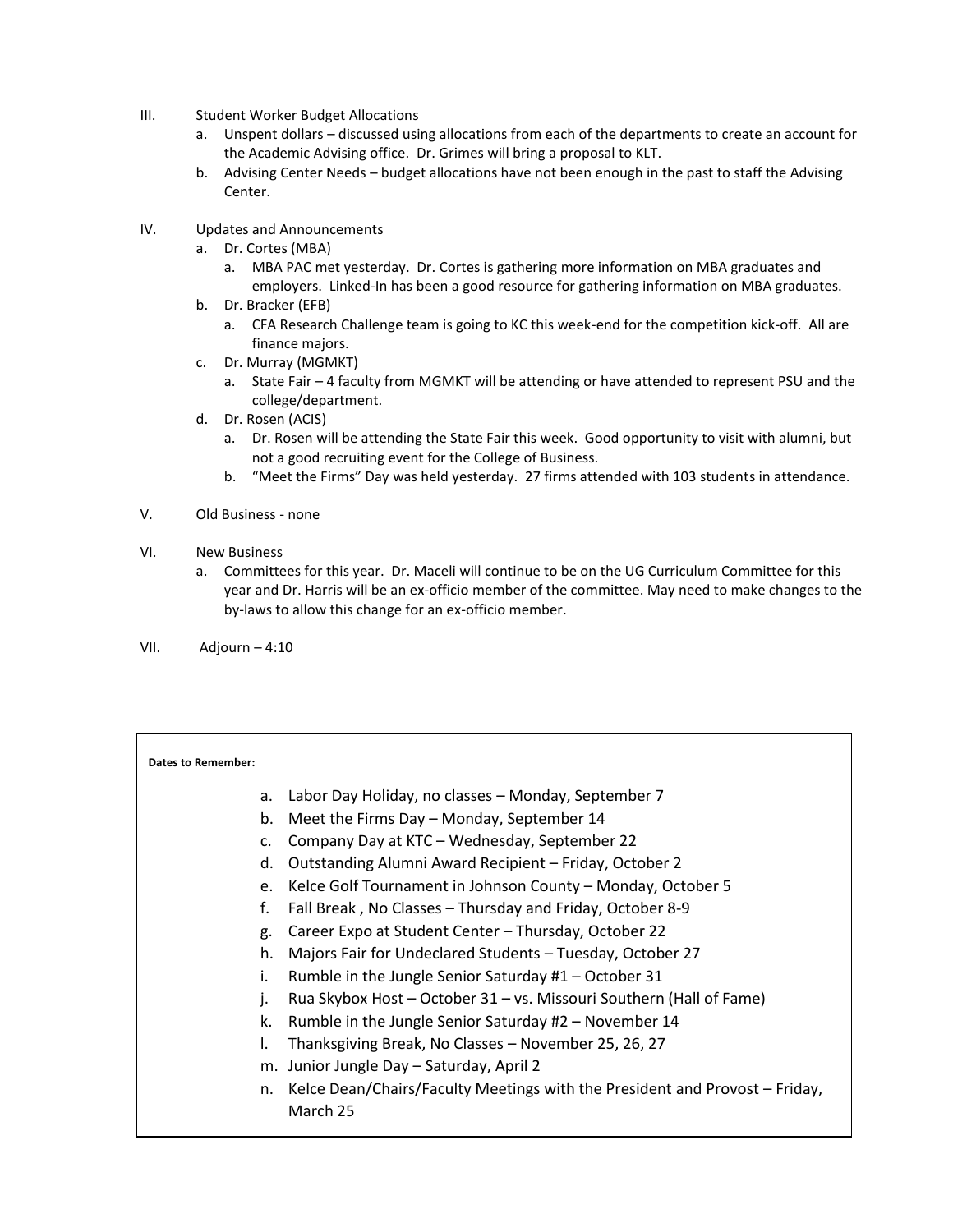III. Student Worker Budget Allocations
   a. Unspent dollars – discussed using allocations from each of the departments to create an account for the Academic Advising office. Dr. Grimes will bring a proposal to KLT.
   b. Advising Center Needs – budget allocations have not been enough in the past to staff the Advising Center.

IV. Updates and Announcements
   a. Dr. Cortes (MBA)
      a. MBA PAC met yesterday. Dr. Cortes is gathering more information on MBA graduates and employers. Linked-In has been a good resource for gathering information on MBA graduates.
   b. Dr. Bracker (EFB)
      a. CFA Research Challenge team is going to KC this week-end for the competition kick-off. All are finance majors.
   c. Dr. Murray (MGMKT)
      a. State Fair – 4 faculty from MGMKT will be attending or have attended to represent PSU and the college/department.
   d. Dr. Rosen (ACIS)
      a. Dr. Rosen will be attending the State Fair this week. Good opportunity to visit with alumni, but not a good recruiting event for the College of Business.
      b. "Meet the Firms" Day was held yesterday. 27 firms attended with 103 students in attendance.

V. Old Business - none

VI. New Business
   a. Committees for this year. Dr. Maceli will continue to be on the UG Curriculum Committee for this year and Dr. Harris will be an ex-officio member of the committee. May need to make changes to the by-laws to allow this change for an ex-officio member.

VII. Adjourn – 4:10

**Dates to Remember:**

a. Labor Day Holiday, no classes – Monday, September 7
b. Meet the Firms Day – Monday, September 14
c. Company Day at KTC – Wednesday, September 22
d. Outstanding Alumni Award Recipient – Friday, October 2
e. Kelce Golf Tournament in Johnson County – Monday, October 5
f. Fall Break , No Classes – Thursday and Friday, October 8-9
g. Career Expo at Student Center – Thursday, October 22
h. Majors Fair for Undeclared Students – Tuesday, October 27
i. Rumble in the Jungle Senior Saturday #1 – October 31
j. Rua Skybox Host – October 31 – vs. Missouri Southern (Hall of Fame)
k. Rumble in the Jungle Senior Saturday #2 – November 14
l. Thanksgiving Break, No Classes – November 25, 26, 27
m. Junior Jungle Day – Saturday, April 2
n. Kelce Dean/Chairs/Faculty Meetings with the President and Provost – Friday, March 25